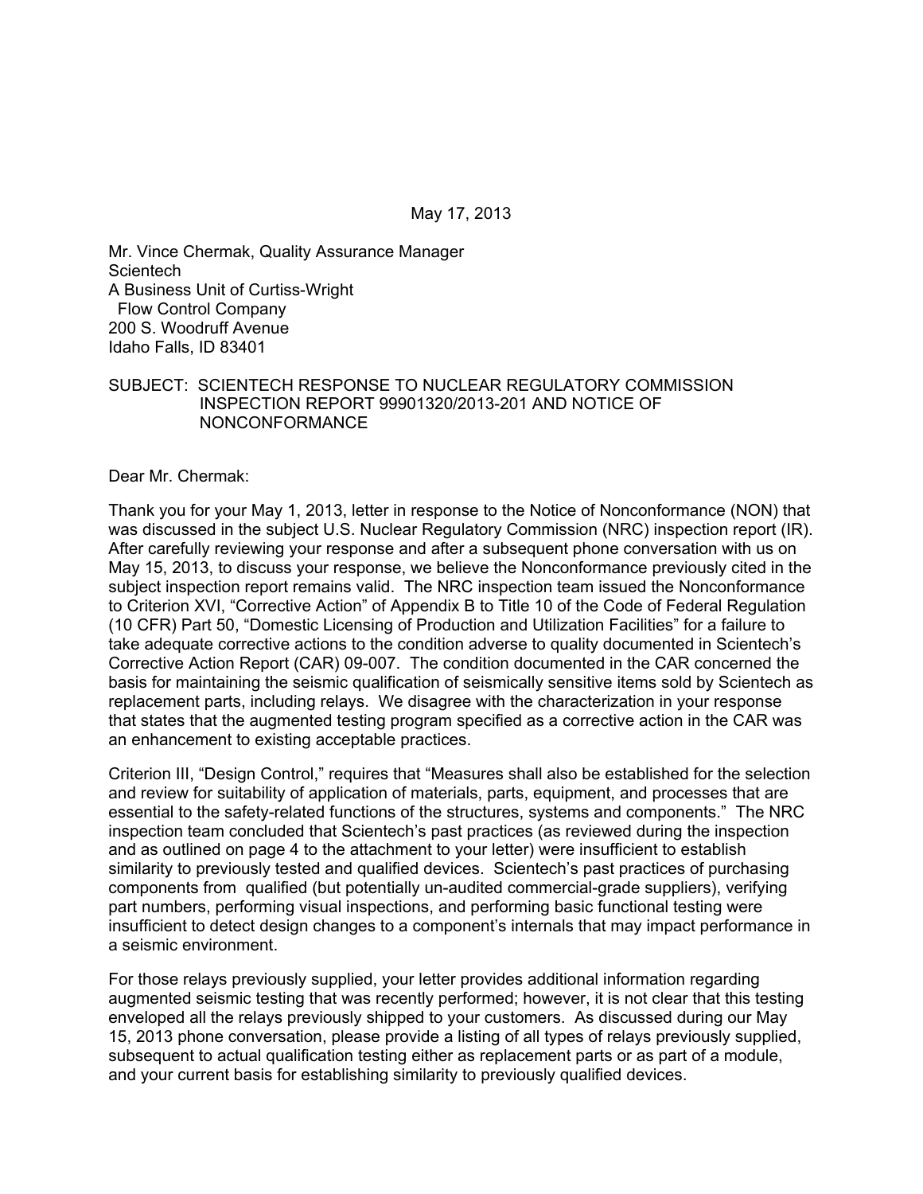May 17, 2013

Mr. Vince Chermak, Quality Assurance Manager
Scientech
A Business Unit of Curtiss-Wright
Flow Control Company
200 S. Woodruff Avenue
Idaho Falls, ID 83401

SUBJECT: SCIENTECH RESPONSE TO NUCLEAR REGULATORY COMMISSION INSPECTION REPORT 99901320/2013-201 AND NOTICE OF NONCONFORMANCE

Dear Mr. Chermak:

Thank you for your May 1, 2013, letter in response to the Notice of Nonconformance (NON) that was discussed in the subject U.S. Nuclear Regulatory Commission (NRC) inspection report (IR). After carefully reviewing your response and after a subsequent phone conversation with us on May 15, 2013, to discuss your response, we believe the Nonconformance previously cited in the subject inspection report remains valid. The NRC inspection team issued the Nonconformance to Criterion XVI, "Corrective Action" of Appendix B to Title 10 of the Code of Federal Regulation (10 CFR) Part 50, "Domestic Licensing of Production and Utilization Facilities" for a failure to take adequate corrective actions to the condition adverse to quality documented in Scientech's Corrective Action Report (CAR) 09-007. The condition documented in the CAR concerned the basis for maintaining the seismic qualification of seismically sensitive items sold by Scientech as replacement parts, including relays. We disagree with the characterization in your response that states that the augmented testing program specified as a corrective action in the CAR was an enhancement to existing acceptable practices.

Criterion III, "Design Control," requires that "Measures shall also be established for the selection and review for suitability of application of materials, parts, equipment, and processes that are essential to the safety-related functions of the structures, systems and components." The NRC inspection team concluded that Scientech's past practices (as reviewed during the inspection and as outlined on page 4 to the attachment to your letter) were insufficient to establish similarity to previously tested and qualified devices. Scientech's past practices of purchasing components from qualified (but potentially un-audited commercial-grade suppliers), verifying part numbers, performing visual inspections, and performing basic functional testing were insufficient to detect design changes to a component's internals that may impact performance in a seismic environment.

For those relays previously supplied, your letter provides additional information regarding augmented seismic testing that was recently performed; however, it is not clear that this testing enveloped all the relays previously shipped to your customers. As discussed during our May 15, 2013 phone conversation, please provide a listing of all types of relays previously supplied, subsequent to actual qualification testing either as replacement parts or as part of a module, and your current basis for establishing similarity to previously qualified devices.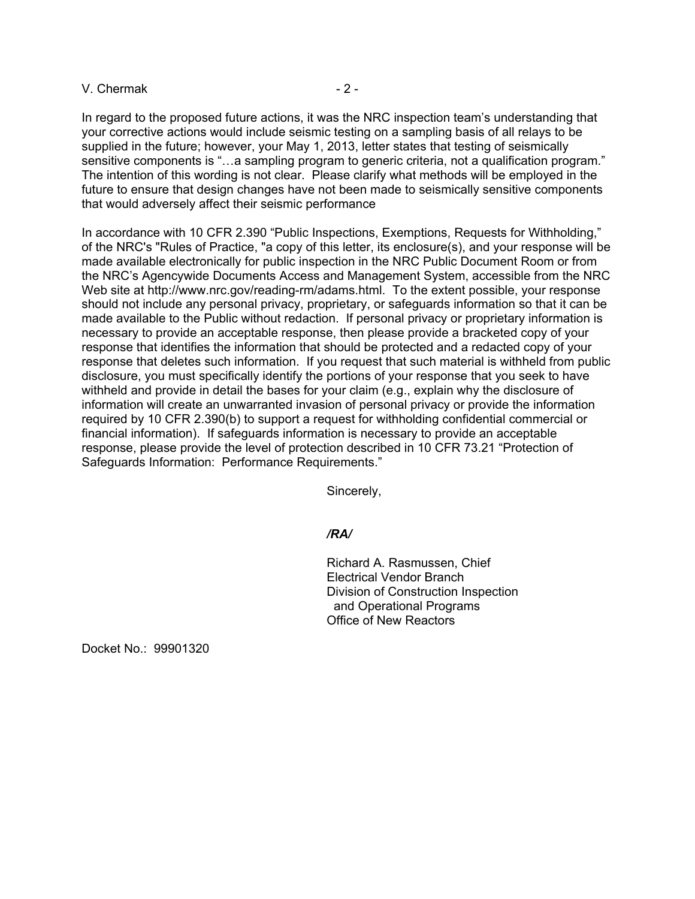In regard to the proposed future actions, it was the NRC inspection team's understanding that your corrective actions would include seismic testing on a sampling basis of all relays to be supplied in the future; however, your May 1, 2013, letter states that testing of seismically sensitive components is "…a sampling program to generic criteria, not a qualification program." The intention of this wording is not clear. Please clarify what methods will be employed in the future to ensure that design changes have not been made to seismically sensitive components that would adversely affect their seismic performance

In accordance with 10 CFR 2.390 "Public Inspections, Exemptions, Requests for Withholding," of the NRC's "Rules of Practice, "a copy of this letter, its enclosure(s), and your response will be made available electronically for public inspection in the NRC Public Document Room or from the NRC's Agencywide Documents Access and Management System, accessible from the NRC Web site at http://www.nrc.gov/reading-rm/adams.html. To the extent possible, your response should not include any personal privacy, proprietary, or safeguards information so that it can be made available to the Public without redaction. If personal privacy or proprietary information is necessary to provide an acceptable response, then please provide a bracketed copy of your response that identifies the information that should be protected and a redacted copy of your response that deletes such information. If you request that such material is withheld from public disclosure, you must specifically identify the portions of your response that you seek to have withheld and provide in detail the bases for your claim (e.g., explain why the disclosure of information will create an unwarranted invasion of personal privacy or provide the information required by 10 CFR 2.390(b) to support a request for withholding confidential commercial or financial information). If safeguards information is necessary to provide an acceptable response, please provide the level of protection described in 10 CFR 73.21 "Protection of Safeguards Information: Performance Requirements."

Sincerely,

*/RA/*

Richard A. Rasmussen, Chief
Electrical Vendor Branch
Division of Construction Inspection
and Operational Programs
Office of New Reactors

Docket No.: 99901320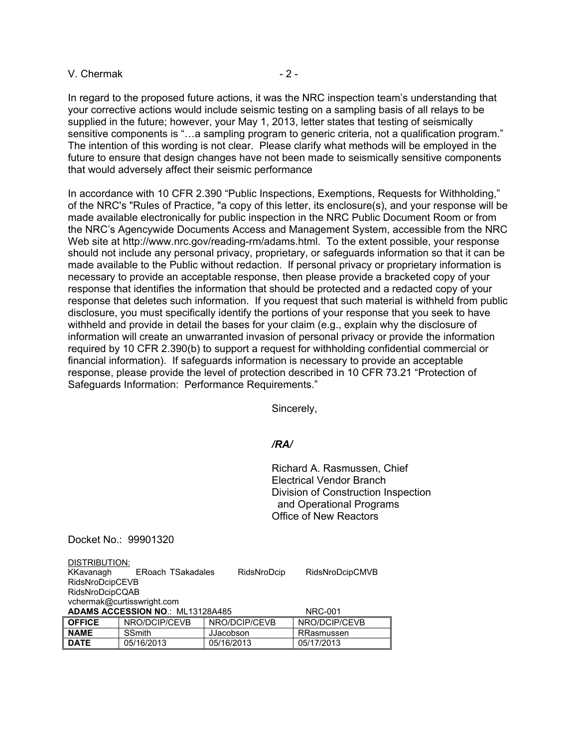In regard to the proposed future actions, it was the NRC inspection team's understanding that your corrective actions would include seismic testing on a sampling basis of all relays to be supplied in the future; however, your May 1, 2013, letter states that testing of seismically sensitive components is "…a sampling program to generic criteria, not a qualification program." The intention of this wording is not clear. Please clarify what methods will be employed in the future to ensure that design changes have not been made to seismically sensitive components that would adversely affect their seismic performance

In accordance with 10 CFR 2.390 "Public Inspections, Exemptions, Requests for Withholding," of the NRC's "Rules of Practice, "a copy of this letter, its enclosure(s), and your response will be made available electronically for public inspection in the NRC Public Document Room or from the NRC's Agencywide Documents Access and Management System, accessible from the NRC Web site at http://www.nrc.gov/reading-rm/adams.html. To the extent possible, your response should not include any personal privacy, proprietary, or safeguards information so that it can be made available to the Public without redaction. If personal privacy or proprietary information is necessary to provide an acceptable response, then please provide a bracketed copy of your response that identifies the information that should be protected and a redacted copy of your response that deletes such information. If you request that such material is withheld from public disclosure, you must specifically identify the portions of your response that you seek to have withheld and provide in detail the bases for your claim (e.g., explain why the disclosure of information will create an unwarranted invasion of personal privacy or provide the information required by 10 CFR 2.390(b) to support a request for withholding confidential commercial or financial information). If safeguards information is necessary to provide an acceptable response, please provide the level of protection described in 10 CFR 73.21 "Protection of Safeguards Information: Performance Requirements."

Sincerely,

*/RA/*

Richard A. Rasmussen, Chief
Electrical Vendor Branch
Division of Construction Inspection
and Operational Programs
Office of New Reactors

Docket No.: 99901320

DISTRIBUTION:
KKavanagh ERoach TSakadales RidsNroDcip RidsNroDcipCMVB
RidsNroDcipCEVB
RidsNroDcipCQAB
vchermak@curtisswright.com

**ADAMS ACCESSION NO**.: ML13128A485 NRC-001

| | | | |
|---|---|---|---|
| **OFFICE** | NRO/DCIP/CEVB | NRO/DCIP/CEVB | NRO/DCIP/CEVB |
| **NAME** | SSmith | JJacobson | RRasmussen |
| **DATE** | 05/16/2013 | 05/16/2013 | 05/17/2013 |